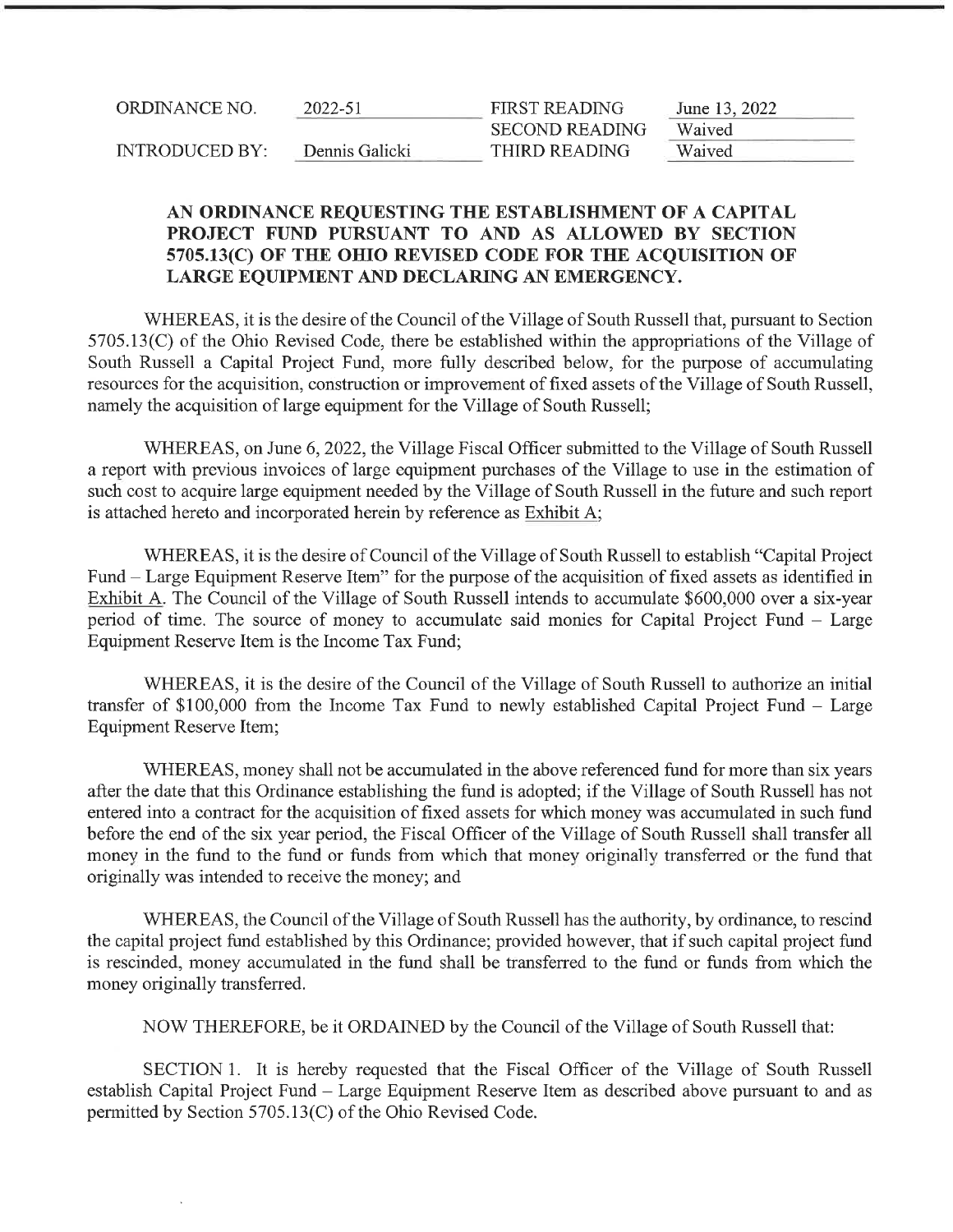| ORDINANCE NO. | 2022-51 | FIRST READING | June 13, 2022 |
| --- | --- | --- | --- |
| | | SECOND READING | Waived |
| INTRODUCED BY: | Dennis Galicki | THIRD READING | Waived |

**AN ORDINANCE REQUESTING THE ESTABLISHMENT OF A CAPITAL PROJECT FUND PURSUANT TO AND AS ALLOWED BY SECTION 5705.13(C) OF THE OHIO REVISED CODE FOR THE ACQUISITION OF LARGE EQUIPMENT AND DECLARING AN EMERGENCY.**

WHEREAS, it is the desire of the Council of the Village of South Russell that, pursuant to Section 5705.13(C) of the Ohio Revised Code, there be established within the appropriations of the Village of South Russell a Capital Project Fund, more fully described below, for the purpose of accumulating resources for the acquisition, construction or improvement of fixed assets of the Village of South Russell, namely the acquisition of large equipment for the Village of South Russell;

WHEREAS, on June 6, 2022, the Village Fiscal Officer submitted to the Village of South Russell a report with previous invoices of large equipment purchases of the Village to use in the estimation of such cost to acquire large equipment needed by the Village of South Russell in the future and such report is attached hereto and incorporated herein by reference as Exhibit A;

WHEREAS, it is the desire of Council of the Village of South Russell to establish "Capital Project Fund – Large Equipment Reserve Item" for the purpose of the acquisition of fixed assets as identified in Exhibit A. The Council of the Village of South Russell intends to accumulate $600,000 over a six-year period of time. The source of money to accumulate said monies for Capital Project Fund – Large Equipment Reserve Item is the Income Tax Fund;

WHEREAS, it is the desire of the Council of the Village of South Russell to authorize an initial transfer of $100,000 from the Income Tax Fund to newly established Capital Project Fund – Large Equipment Reserve Item;

WHEREAS, money shall not be accumulated in the above referenced fund for more than six years after the date that this Ordinance establishing the fund is adopted; if the Village of South Russell has not entered into a contract for the acquisition of fixed assets for which money was accumulated in such fund before the end of the six year period, the Fiscal Officer of the Village of South Russell shall transfer all money in the fund to the fund or funds from which that money originally transferred or the fund that originally was intended to receive the money; and

WHEREAS, the Council of the Village of South Russell has the authority, by ordinance, to rescind the capital project fund established by this Ordinance; provided however, that if such capital project fund is rescinded, money accumulated in the fund shall be transferred to the fund or funds from which the money originally transferred.

NOW THEREFORE, be it ORDAINED by the Council of the Village of South Russell that:

SECTION 1. It is hereby requested that the Fiscal Officer of the Village of South Russell establish Capital Project Fund – Large Equipment Reserve Item as described above pursuant to and as permitted by Section 5705.13(C) of the Ohio Revised Code.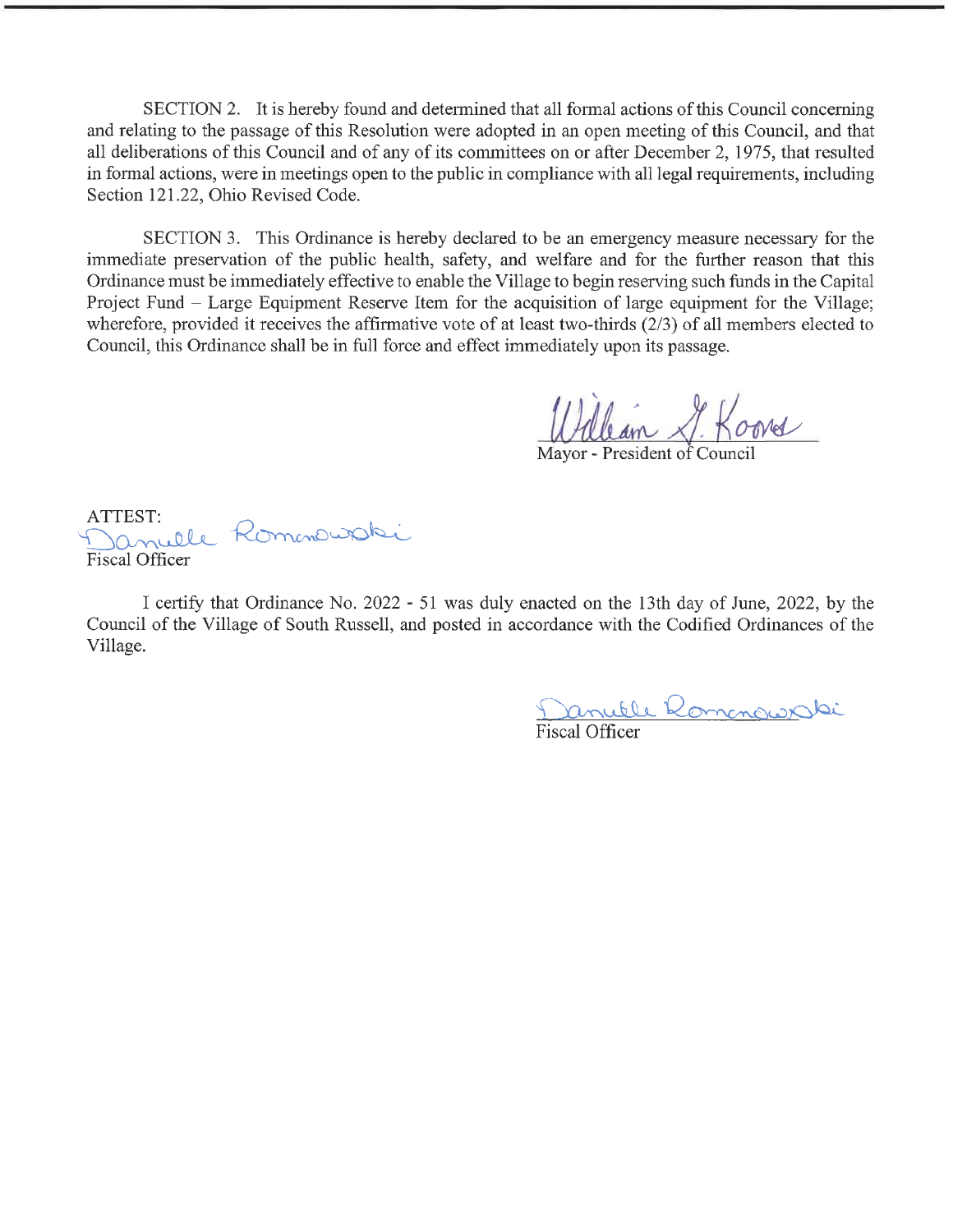SECTION 2. It is hereby found and determined that all formal actions of this Council concerning and relating to the passage of this Resolution were adopted in an open meeting of this Council, and that all deliberations of this Council and of any of its committees on or after December 2, 1975, that resulted in formal actions, were in meetings open to the public in compliance with all legal requirements, including Section 121.22, Ohio Revised Code.

SECTION 3. This Ordinance is hereby declared to be an emergency measure necessary for the immediate preservation of the public health, safety, and welfare and for the further reason that this Ordinance must be immediately effective to enable the Village to begin reserving such funds in the Capital Project Fund – Large Equipment Reserve Item for the acquisition of large equipment for the Village; wherefore, provided it receives the affirmative vote of at least two-thirds (2/3) of all members elected to Council, this Ordinance shall be in full force and effect immediately upon its passage.

William G. Koons
Mayor - President of Council

ATTEST:
Danielle Romanowski
Fiscal Officer

I certify that Ordinance No. 2022 - 51 was duly enacted on the 13th day of June, 2022, by the Council of the Village of South Russell, and posted in accordance with the Codified Ordinances of the Village.

Danielle Romanowski
Fiscal Officer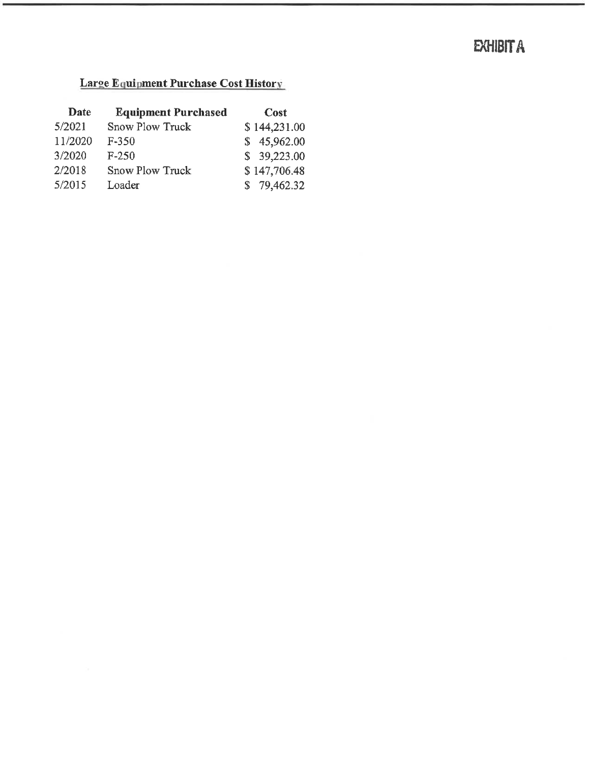# EXHIBIT A

## Large Equipment Purchase Cost History

| Date | Equipment Purchased | Cost |
|---|---|---|
| 5/2021 | Snow Plow Truck | $ 144,231.00 |
| 11/2020 | F-350 | $ 45,962.00 |
| 3/2020 | F-250 | $ 39,223.00 |
| 2/2018 | Snow Plow Truck | $ 147,706.48 |
| 5/2015 | Loader | $ 79,462.32 |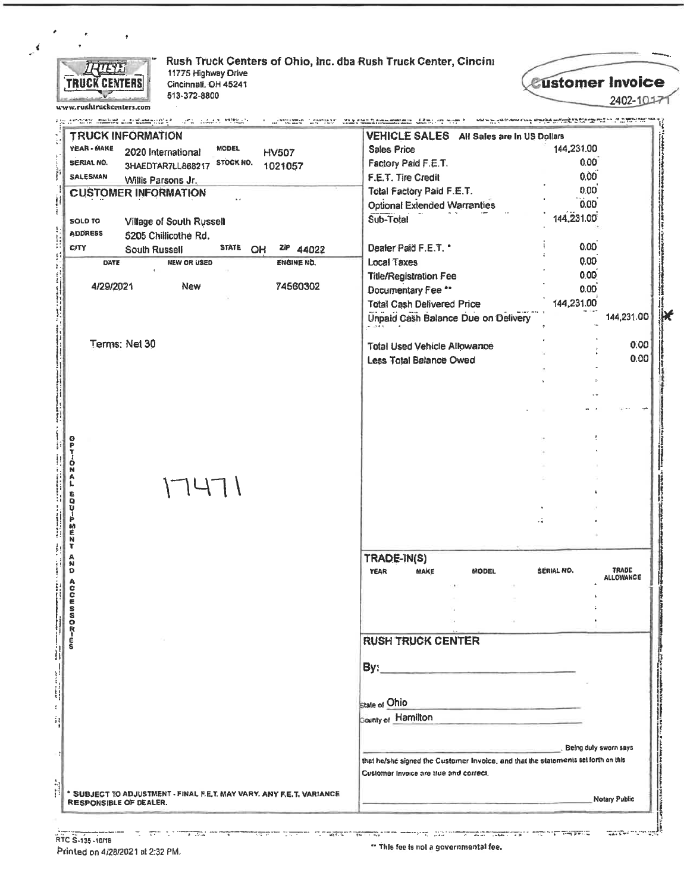**Rush Truck Centers of Ohio, Inc. dba Rush Truck Center, Cincinn**
11775 Highway Drive
Cincinnati, OH 45241
513-372-8800

www.rushtruckcenters.com

# Customer Invoice

2402-10171

## TRUCK INFORMATION

| | | | |
|---|---|---|---|
| YEAR - MAKE | 2020 International | MODEL | HV507 |
| SERIAL NO. | 3HAEDTAR7LL868217 | STOCK NO. | 1021057 |
| SALESMAN | Willis Parsons Jr. | | |

## CUSTOMER INFORMATION

| | | | | | |
|---|---|---|---|---|---|
| SOLD TO | Village of South Russell | | | | |
| ADDRESS | 5205 Chillicothe Rd. | | | | |
| CITY | South Russell | STATE | OH | ZIP | 44022 |

| DATE | NEW OR USED | ENGINE NO. |
|---|---|---|
| 4/29/2021 | New | 74560302 |

Terms: Net 30

OPTIONAL EQUIPMENT AND ACCESSORIES

17471

## VEHICLE SALES All Sales are In US Dollars

| | | |
|---|---|---|
| Sales Price | 144,231.00 | |
| Factory Paid F.E.T. | 0.00 | |
| F.E.T. Tire Credit | 0.00 | |
| Total Factory Paid F.E.T. | 0.00 | |
| Optional Extended Warranties | 0.00 | |
| Sub-Total | 144,231.00 | |
| Dealer Paid F.E.T. * | 0.00 | |
| Local Taxes | 0.00 | |
| Title/Registration Fee | 0.00 | |
| Documentary Fee ** | 0.00 | |
| Total Cash Delivered Price | 144,231.00 | |
| Unpaid Cash Balance Due on Delivery | | 144,231.00 |
| Total Used Vehicle Allowance | | 0.00 |
| Less Total Balance Owed | | 0.00 |

## TRADE-IN(S)

| YEAR | MAKE | MODEL | SERIAL NO. | TRADE ALLOWANCE |
|---|---|---|---|---|
| | | | | |

## RUSH TRUCK CENTER

By: ____________________

State of Ohio

County of Hamilton

____________________, Being duly sworn says that he/she signed the Customer Invoice, and that the statements set forth on this Customer Invoice are true and correct.

____________________ Notary Public

\* SUBJECT TO ADJUSTMENT - FINAL F.E.T. MAY VARY. ANY F.E.T. VARIANCE RESPONSIBLE OF DEALER.

RTC S-135 -10/18

Printed on 4/28/2021 at 2:32 PM.

** This fee is not a governmental fee.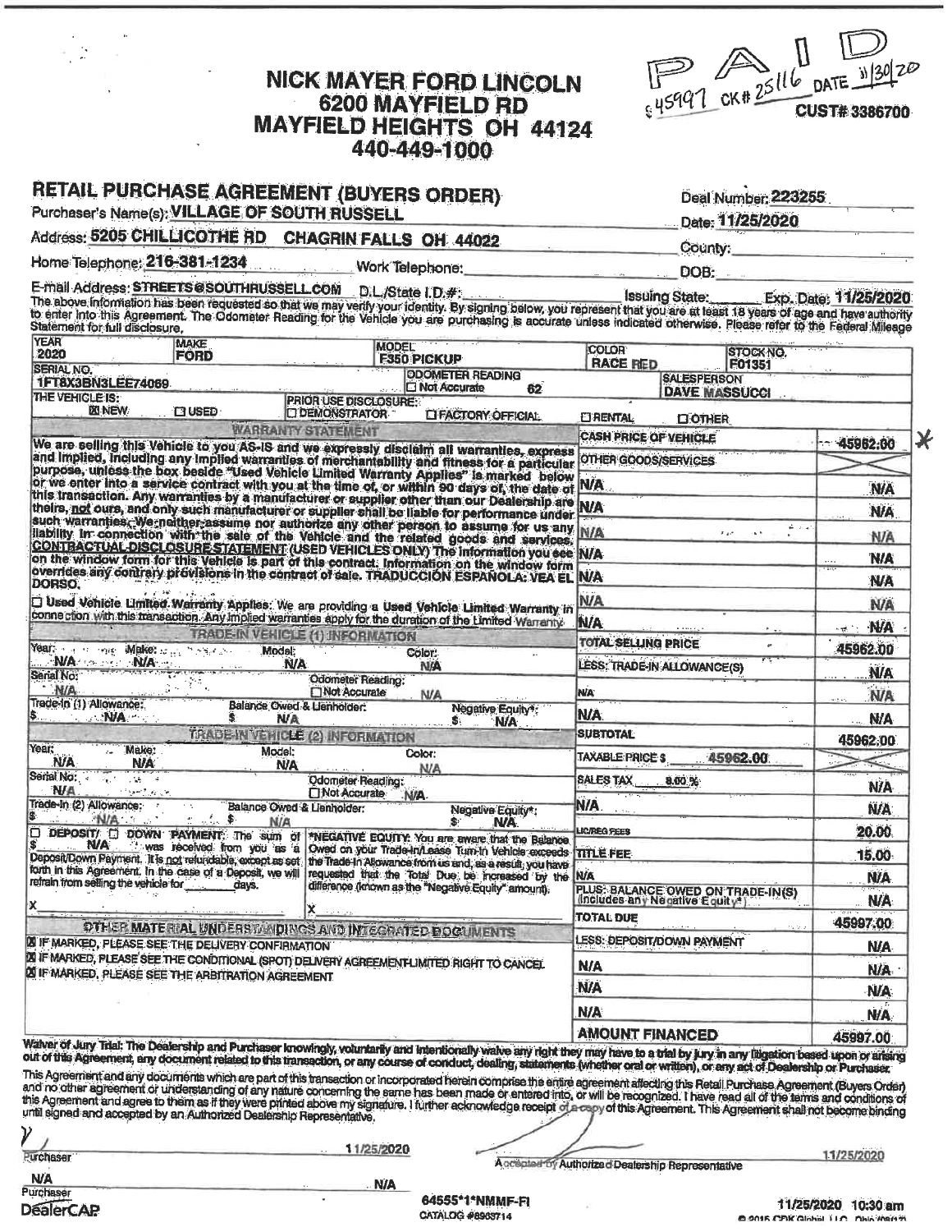# NICK MAYER FORD LINCOLN
## 6200 MAYFIELD RD
## MAYFIELD HEIGHTS OH 44124
## 440-449-1000

PAID
$45997 CK# 25116 DATE 11/30/20

CUST# 3386700

## RETAIL PURCHASE AGREEMENT (BUYERS ORDER)

Deal Number: 223255

Purchaser's Name(s): VILLAGE OF SOUTH RUSSELL

Date: 11/25/2020

Address: 5205 CHILLICOTHE RD CHAGRIN FALLS OH 44022

County:

Home Telephone: 216-381-1234 Work Telephone: DOB:

E-mail Address: STREETS@SOUTHRUSSELL.COM D.L./State I.D.#: Issuing State: Exp. Date: 11/25/2020

The above information has been requested so that we may verify your identity. By signing below, you represent that you are at least 18 years of age and have authority to enter into this Agreement. The Odometer Reading for the Vehicle you are purchasing is accurate unless indicated otherwise. Please refer to the Federal Mileage Statement for full disclosure.

| YEAR | MAKE | MODEL | COLOR | STOCK NO. |
|---|---|---|---|---|
| 2020 | FORD | F350 PICKUP | RACE RED | F01351 |

| SERIAL NO. | ODOMETER READING | SALESPERSON |
|---|---|---|
| 1FT8X3BN3LEE74069 | ☐ Not Accurate 62 | DAVE MASSUCCI |

THE VEHICLE IS: ☒ NEW ☐ USED PRIOR USE DISCLOSURE: ☐ DEMONSTRATOR ☐ FACTORY OFFICIAL ☐ RENTAL ☐ OTHER

### WARRANTY STATEMENT

We are selling this Vehicle to you AS-IS and we expressly disclaim all warranties, express and implied, including any implied warranties of merchantability and fitness for a particular purpose, unless the box beside "Used Vehicle Limited Warranty Applies" is marked below or we enter into a service contract with you at the time of, or within 90 days of, the date of this transaction. Any warranties by a manufacturer or supplier other than our Dealership are theirs, not ours, and only such manufacturer or supplier shall be liable for performance under such warranties. We neither assume nor authorize any other person to assume for us any liability in connection with the sale of the Vehicle and the related goods and services. CONTRACTUAL DISCLOSURE STATEMENT (USED VEHICLES ONLY) The information you see on the window form for this Vehicle is part of this contract. Information on the window form overrides any contrary provisions in the contract of sale. TRADUCCIÓN ESPAÑOLA: VEA EL DORSO.

☐ Used Vehicle Limited Warranty Applies: We are providing a Used Vehicle Limited Warranty in connection with this transaction. Any implied warranties apply for the duration of the Limited Warranty.

### TRADE-IN VEHICLE (1) INFORMATION

Year: N/A Make: N/A Model: N/A Color: N/A

Serial No: N/A Odometer Reading: ☐ Not Accurate N/A

Trade-In (1) Allowance: $ N/A Balance Owed & Lienholder: $ N/A Negative Equity*: $ N/A

### TRADE-IN VEHICLE (2) INFORMATION

Year: N/A Make: N/A Model: N/A Color: N/A

Serial No: N/A Odometer Reading: ☐ Not Accurate N/A

Trade-In (2) Allowance: $ N/A Balance Owed & Lienholder: $ N/A Negative Equity*: $ N/A

☐ DEPOSIT/ ☐ DOWN PAYMENT: The sum of $ N/A was received from you as a Deposit/Down Payment. It is not refundable, except as set forth in this Agreement. In the case of a Deposit, we will refrain from selling the vehicle for ______ days.

X

*NEGATIVE EQUITY: You are aware that the Balance Owed on your Trade-In/Lease Turn-In Vehicle exceeds the Trade-In Allowance from us and, as a result, you have requested that the Total Due be increased by the difference (known as the "Negative Equity" amount).

X

### OTHER MATERIAL UNDERSTANDINGS AND INTEGRATED DOCUMENTS

☒ IF MARKED, PLEASE SEE THE DELIVERY CONFIRMATION
☒ IF MARKED, PLEASE SEE THE CONDITIONAL (SPOT) DELIVERY AGREEMENT-LIMITED RIGHT TO CANCEL
☒ IF MARKED, PLEASE SEE THE ARBITRATION AGREEMENT

| | |
|---|---|
| CASH PRICE OF VEHICLE | 45962.00 * |
| OTHER GOODS/SERVICES | |
| N/A | N/A |
| N/A | N/A |
| N/A | N/A |
| N/A | N/A |
| N/A | N/A |
| N/A | N/A |
| N/A | N/A |
| TOTAL SELLING PRICE | 45962.00 |
| LESS: TRADE-IN ALLOWANCE(S) | N/A |
| N/A | N/A |
| N/A | N/A |
| SUBTOTAL | 45962.00 |
| TAXABLE PRICE $ 45962.00 | |
| SALES TAX 8.00 % | N/A |
| N/A | N/A |
| LIC/REG FEES | 20.00 |
| TITLE FEE | 15.00 |
| N/A | N/A |
| PLUS: BALANCE OWED ON TRADE-IN(S) (Includes any Negative Equity*) | N/A |
| TOTAL DUE | 45997.00 |
| LESS: DEPOSIT/DOWN PAYMENT | N/A |
| N/A | N/A |
| N/A | N/A |
| N/A | N/A |
| AMOUNT FINANCED | 45997.00 |

Waiver of Jury Trial: The Dealership and Purchaser knowingly, voluntarily and intentionally waive any right they may have to a trial by jury in any litigation based upon or arising out of this Agreement, any document related to this transaction, or any course of conduct, dealing, statements (whether oral or written), or any act of Dealership or Purchaser.

This Agreement and any documents which are part of this transaction or incorporated herein comprise the entire agreement affecting this Retail Purchase Agreement (Buyers Order) and no other agreement or understanding of any nature concerning the same has been made or entered into, or will be recognized. I have read all of the terms and conditions of this Agreement and agree to them as if they were printed above my signature. I further acknowledge receipt of a copy of this Agreement. This Agreement shall not become binding until signed and accepted by an Authorized Dealership Representative.

Purchaser 11/25/2020 Accepted by Authorized Dealership Representative 11/25/2020

N/A N/A
Purchaser

DealerCAP 64555*1*NMMF-FI CATALOG #8903714 11/25/2020 10:30 am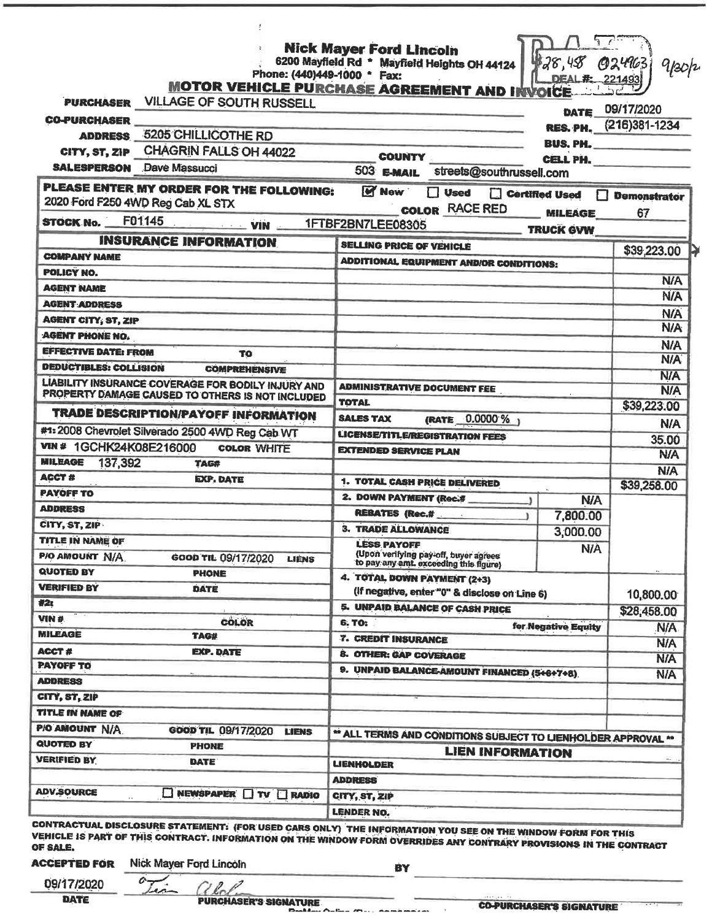**Nick Mayer Ford Lincoln**
6200 Mayfield Rd * Mayfield Heights OH 44124
Phone: (440)449-1000 * Fax:

PAID $28,458 024963 9/30/20
DEAL #: 221493

# MOTOR VEHICLE PURCHASE AGREEMENT AND INVOICE

**PURCHASER** VILLAGE OF SOUTH RUSSELL
**DATE** 09/17/2020
**CO-PURCHASER**
**ADDRESS** 5205 CHILLICOTHE RD
**RES. PH.** (216)381-1234
**BUS. PH.**
**CITY, ST, ZIP** CHAGRIN FALLS OH 44022 **COUNTY**
**CELL PH.**
**SALESPERSON** Dave Massucci 503 **E-MAIL** streets@southrussell.com

**PLEASE ENTER MY ORDER FOR THE FOLLOWING:** ☑ New ☐ Used ☐ Certified Used ☐ Demonstrator
2020 Ford F250 4WD Reg Cab XL STX **COLOR** RACE RED **MILEAGE** 67
**STOCK No.** F01145 **VIN** 1FTBF2BN7LEE08305 **TRUCK GVW**

## INSURANCE INFORMATION

**COMPANY NAME**
**POLICY NO.**
**AGENT NAME**
**AGENT ADDRESS**
**AGENT CITY, ST, ZIP**
**AGENT PHONE NO.**
**EFFECTIVE DATE: FROM** **TO**
**DEDUCTIBLES: COLLISION** **COMPREHENSIVE**
LIABILITY INSURANCE COVERAGE FOR BODILY INJURY AND PROPERTY DAMAGE CAUSED TO OTHERS IS NOT INCLUDED

## TRADE DESCRIPTION/PAYOFF INFORMATION

**#1:** 2008 Chevrolet Silverado 2500 4WD Reg Cab WT
**VIN #** 1GCHK24K08E216000 **COLOR** WHITE
**MILEAGE** 137,392 **TAG#**
**ACCT #** **EXP. DATE**
**PAYOFF TO**
**ADDRESS**
**CITY, ST, ZIP**
**TITLE IN NAME OF**
**P/O AMOUNT** N/A **GOOD TIL** 09/17/2020 **LIENS**
**QUOTED BY** **PHONE**
**VERIFIED BY** **DATE**

**#2:**
**VIN #** **COLOR**
**MILEAGE** **TAG#**
**ACCT #** **EXP. DATE**
**PAYOFF TO**
**ADDRESS**
**CITY, ST, ZIP**
**TITLE IN NAME OF**
**P/O AMOUNT** N/A **GOOD TIL** 09/17/2020 **LIENS**
**QUOTED BY** **PHONE**
**VERIFIED BY** **DATE**

**ADV.SOURCE** ☐ NEWSPAPER ☐ TV ☐ RADIO

| Item | | Amount |
|---|---|---|
| SELLING PRICE OF VEHICLE | | $39,223.00 |
| ADDITIONAL EQUIPMENT AND/OR CONDITIONS: | | |
| | | N/A |
| | | N/A |
| | | N/A |
| | | N/A |
| | | N/A |
| | | N/A |
| | | N/A |
| ADMINISTRATIVE DOCUMENT FEE | | N/A |
| TOTAL | | $39,223.00 |
| SALES TAX (RATE 0.0000 %) | | N/A |
| LICENSE/TITLE/REGISTRATION FEES | | 35.00 |
| EXTENDED SERVICE PLAN | | N/A |
| | | N/A |
| 1. TOTAL CASH PRICE DELIVERED | | $39,258.00 |
| 2. DOWN PAYMENT (Rec.# ) | N/A | |
| REBATES (Rec.# ) | 7,800.00 | |
| 3. TRADE ALLOWANCE | 3,000.00 | |
| LESS PAYOFF (Upon verifying pay-off, buyer agrees to pay any amt. exceeding this figure) | N/A | |
| 4. TOTAL DOWN PAYMENT (2+3) (If negative, enter "0" & disclose on Line 6) | | 10,800.00 |
| 5. UNPAID BALANCE OF CASH PRICE | | $28,458.00 |
| 6. TO: for Negative Equity | | N/A |
| 7. CREDIT INSURANCE | | N/A |
| 8. OTHER: GAP COVERAGE | | N/A |
| 9. UNPAID BALANCE-AMOUNT FINANCED (5+6+7+8) | | N/A |

** ALL TERMS AND CONDITIONS SUBJECT TO LIENHOLDER APPROVAL **

## LIEN INFORMATION

**LIENHOLDER**
**ADDRESS**
**CITY, ST, ZIP**
**LENDER NO.**

**CONTRACTUAL DISCLOSURE STATEMENT: (FOR USED CARS ONLY) THE INFORMATION YOU SEE ON THE WINDOW FORM FOR THIS VEHICLE IS PART OF THIS CONTRACT. INFORMATION ON THE WINDOW FORM OVERRIDES ANY CONTRARY PROVISIONS IN THE CONTRACT OF SALE.**

**ACCEPTED FOR** Nick Mayer Ford Lincoln **BY**

09/17/2020
**DATE** **PURCHASER'S SIGNATURE** **CO-PURCHASER'S SIGNATURE**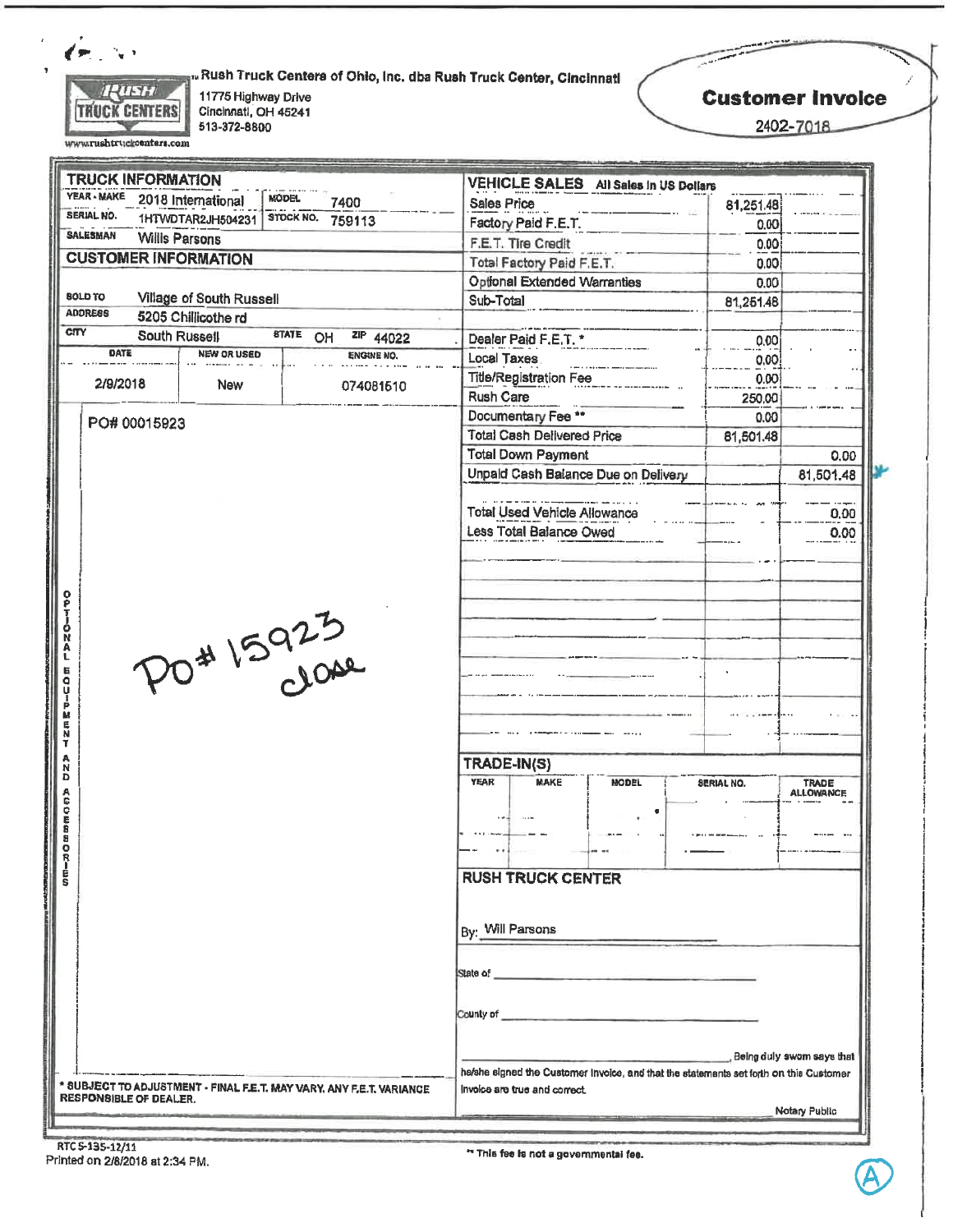**Rush Truck Centers of Ohio, Inc. dba Rush Truck Center, Cincinnati**
11775 Highway Drive
Cincinnati, OH 45241
513-372-8800
www.rushtruckcenters.com

# Customer Invoice

2402-7018

## TRUCK INFORMATION

| | | | |
|---|---|---|---|
| YEAR - MAKE | 2018 International | MODEL | 7400 |
| SERIAL NO. | 1HTWDTAR2JH504231 | STOCK NO. | 759113 |
| SALESMAN | Willis Parsons | | |

## CUSTOMER INFORMATION

| | | | | | |
|---|---|---|---|---|---|
| SOLD TO | Village of South Russell | | | | |
| ADDRESS | 5205 Chillicothe rd | | | | |
| CITY | South Russell | STATE | OH | ZIP | 44022 |

| DATE | NEW OR USED | ENGINE NO. |
|---|---|---|
| 2/9/2018 | New | 074081510 |

OPTIONAL EQUIPMENT AND ACCESSORIES

PO# 00015923

PO# 15923 close

## VEHICLE SALES All Sales in US Dollars

| | | |
|---|---|---|
| Sales Price | 81,251.48 | |
| Factory Paid F.E.T. | 0.00 | |
| F.E.T. Tire Credit | 0.00 | |
| Total Factory Paid F.E.T. | 0.00 | |
| Optional Extended Warranties | 0.00 | |
| Sub-Total | 81,251.48 | |
| Dealer Paid F.E.T. * | 0.00 | |
| Local Taxes | 0.00 | |
| Title/Registration Fee | 0.00 | |
| Rush Care | 250.00 | |
| Documentary Fee ** | 0.00 | |
| Total Cash Delivered Price | 81,501.48 | |
| Total Down Payment | | 0.00 |
| Unpaid Cash Balance Due on Delivery | | 81,501.48 |
| Total Used Vehicle Allowance | | 0.00 |
| Less Total Balance Owed | | 0.00 |

## TRADE-IN(S)

| YEAR | MAKE | MODEL | SERIAL NO. | TRADE ALLOWANCE |
|---|---|---|---|---|
| | | | | |

## RUSH TRUCK CENTER

By: Will Parsons

State of \_\_\_\_\_\_\_\_\_\_

County of \_\_\_\_\_\_\_\_\_\_

\_\_\_\_\_\_\_\_\_\_, Being duly sworn says that he/she signed the Customer Invoice, and that the statements set forth on this Customer Invoice are true and correct.

Notary Public

* SUBJECT TO ADJUSTMENT - FINAL F.E.T. MAY VARY. ANY F.E.T. VARIANCE RESPONSIBLE OF DEALER.

** This fee is not a governmental fee.

RTC S-135-12/11
Printed on 2/8/2018 at 2:34 PM.

A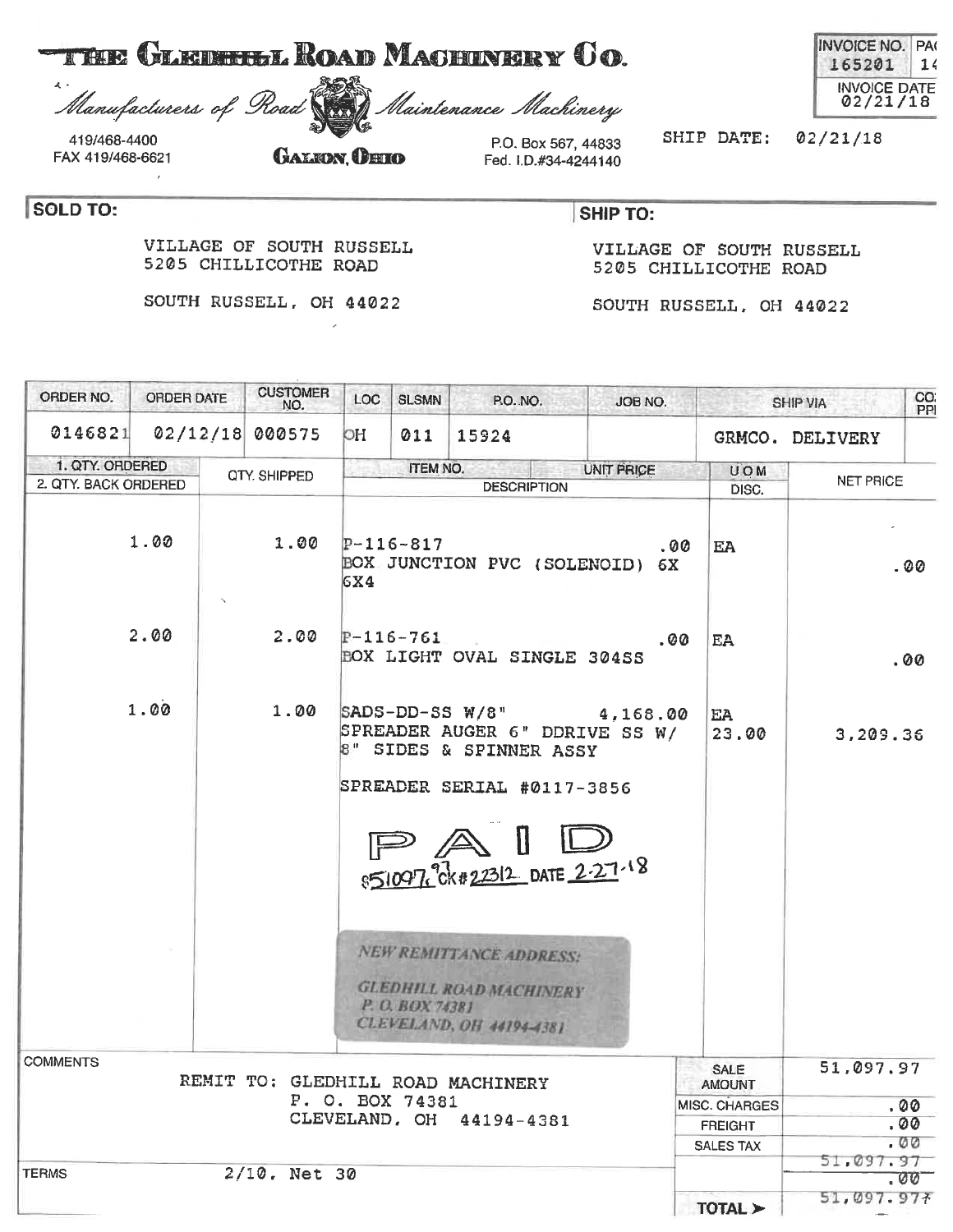# THE GLEDHILL ROAD MACHINERY CO.

*Manufacturers of Road Maintenance Machinery*

419/468-4400
FAX 419/468-6621

GALION, OHIO

P.O. Box 567, 44833
Fed. I.D.#34-4244140

| INVOICE NO. | PA |
|---|---|
| 165201 | 14 |
| INVOICE DATE 02/21/18 | |

SHIP DATE: 02/21/18

**SOLD TO:**

VILLAGE OF SOUTH RUSSELL
5205 CHILLICOTHE ROAD

SOUTH RUSSELL, OH 44022

**SHIP TO:**

VILLAGE OF SOUTH RUSSELL
5205 CHILLICOTHE ROAD

SOUTH RUSSELL, OH 44022

| ORDER NO. | ORDER DATE | CUSTOMER NO. | LOC | SLSMN | P.O. NO. | JOB NO. | SHIP VIA | CO PP |
|---|---|---|---|---|---|---|---|---|
| 0146821 | 02/12/18 | 000575 | OH | 011 | 15924 | | GRMCO. DELIVERY | |

| 1. QTY. ORDERED 2. QTY. BACK ORDERED | QTY. SHIPPED | ITEM NO. / DESCRIPTION | UNIT PRICE | UOM DISC. | NET PRICE |
|---|---|---|---|---|---|
| 1.00 | 1.00 | P-116-817 BOX JUNCTION PVC (SOLENOID) 6X 6X4 | .00 | EA | .00 |
| 2.00 | 2.00 | P-116-761 BOX LIGHT OVAL SINGLE 304SS | .00 | EA | .00 |
| 1.00 | 1.00 | SADS-DD-SS W/8" SPREADER AUGER 6" DDRIVE SS W/ 8" SIDES & SPINNER ASSY<br><br>SPREADER SERIAL #0117-3856 | 4,168.00 | EA 23.00 | 3,209.36 |

PAID
$51097.97 CK#22312 DATE 2-27-18

*NEW REMITTANCE ADDRESS:*
*GLEDHILL ROAD MACHINERY*
*P. O. BOX 74381*
*CLEVELAND, OH 44194-4381*

COMMENTS

REMIT TO: GLEDHILL ROAD MACHINERY
P. O. BOX 74381
CLEVELAND, OH 44194-4381

TERMS 2/10. Net 30

| | |
|---|---|
| SALE AMOUNT | 51,097.97 |
| MISC. CHARGES | .00 |
| FREIGHT | .00 |
| SALES TAX | .00 |
| | ~~51,097.97~~ |
| | ~~.00~~ |
| TOTAL ➤ | 51,097.97 |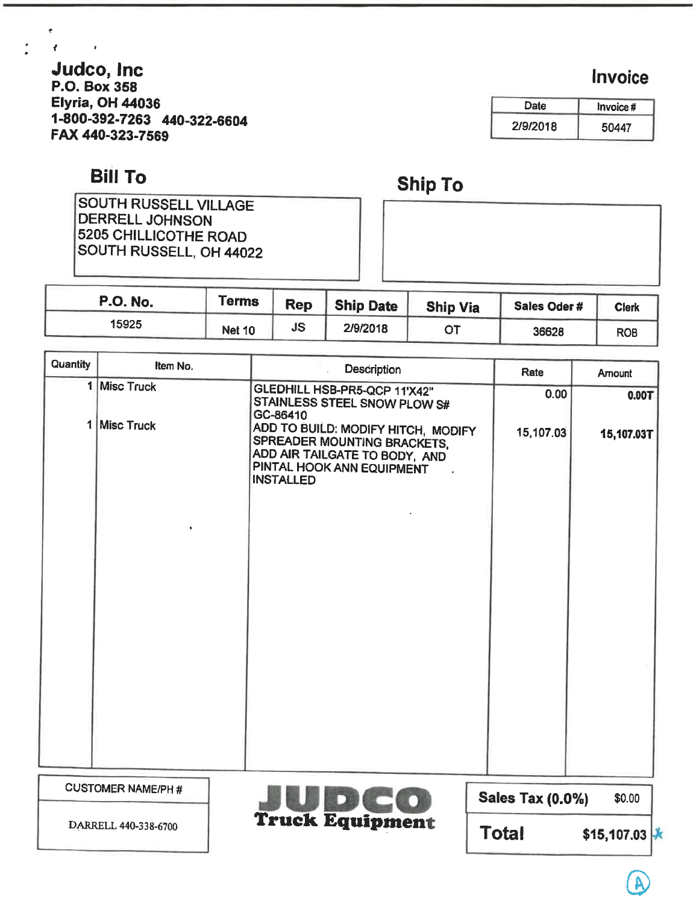# Judco, Inc

P.O. Box 358
Elyria, OH 44036
1-800-392-7263 440-322-6604
FAX 440-323-7569

## Invoice

| Date | Invoice # |
|---|---|
| 2/9/2018 | 50447 |

**Bill To**

SOUTH RUSSELL VILLAGE
DERRELL JOHNSON
5205 CHILLICOTHE ROAD
SOUTH RUSSELL, OH 44022

**Ship To**

| P.O. No. | Terms | Rep | Ship Date | Ship Via | Sales Oder # | Clerk |
|---|---|---|---|---|---|---|
| 15925 | Net 10 | JS | 2/9/2018 | OT | 36628 | ROB |

| Quantity | Item No. | Description | Rate | Amount |
|---|---|---|---|---|
| 1 | Misc Truck | GLEDHILL HSB-PR5-QCP 11'X42" STAINLESS STEEL SNOW PLOW S# GC-86410 | 0.00 | 0.00T |
| 1 | Misc Truck | ADD TO BUILD: MODIFY HITCH, MODIFY SPREADER MOUNTING BRACKETS, ADD AIR TAILGATE TO BODY, AND PINTAL HOOK ANN EQUIPMENT INSTALLED | 15,107.03 | 15,107.03T |

| CUSTOMER NAME/PH # |
|---|
| DARRELL 440-338-6700 |

**JUDCO Truck Equipment**

| | |
|---|---|
| Sales Tax (0.0%) | $0.00 |
| **Total** | **$15,107.03** * |

(A)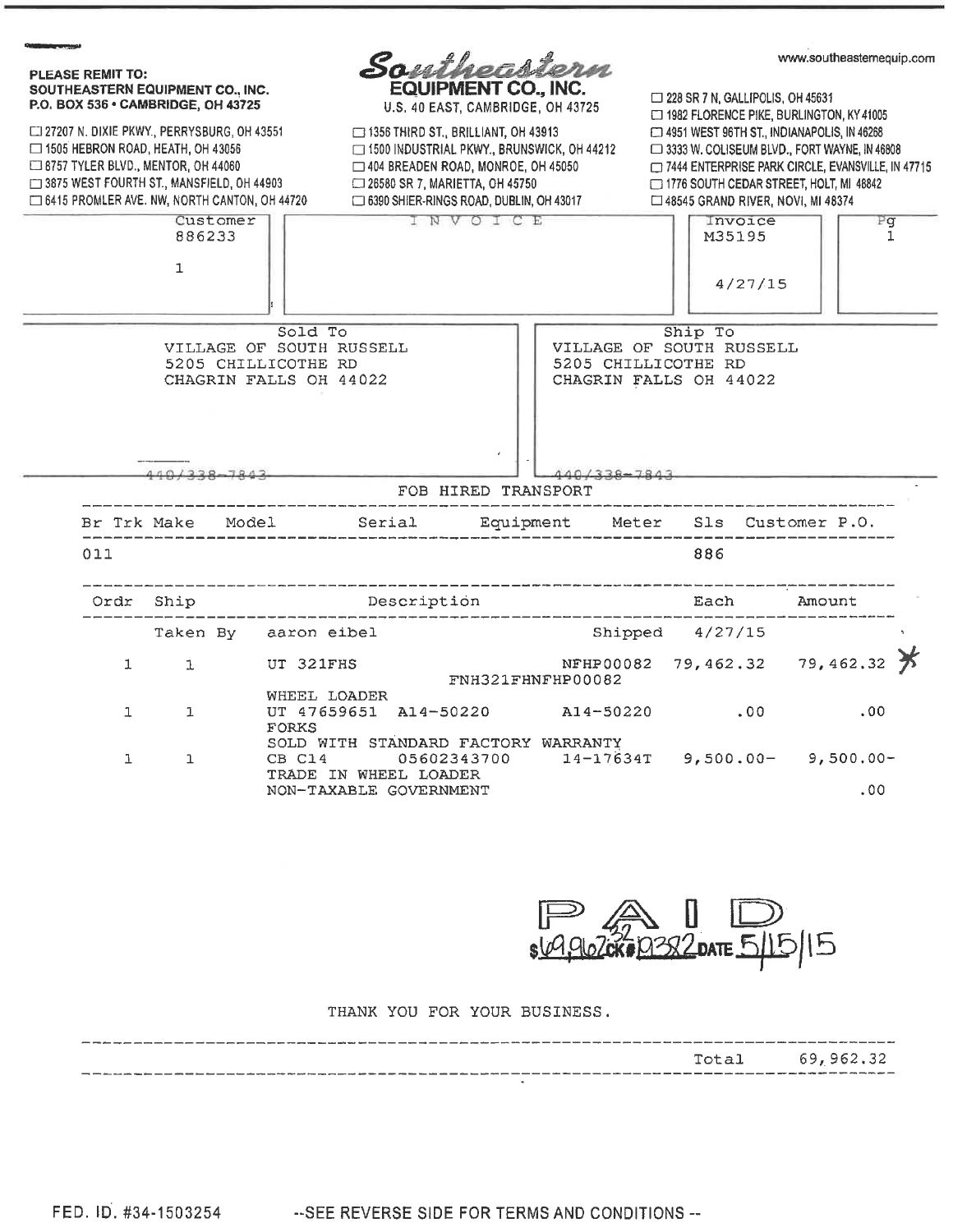**PLEASE REMIT TO:**
**SOUTHEASTERN EQUIPMENT CO., INC.**
**P.O. BOX 536 • CAMBRIDGE, OH 43725**

# Southeastern EQUIPMENT CO., INC.

U.S. 40 EAST, CAMBRIDGE, OH 43725

www.southeasternequip.com

☐ 27207 N. DIXIE PKWY., PERRYSBURG, OH 43551
☐ 1505 HEBRON ROAD, HEATH, OH 43056
☐ 8757 TYLER BLVD., MENTOR, OH 44060
☐ 3875 WEST FOURTH ST., MANSFIELD, OH 44903
☐ 6415 PROMLER AVE. NW, NORTH CANTON, OH 44720
☐ 1356 THIRD ST., BRILLIANT, OH 43913
☐ 1500 INDUSTRIAL PKWY., BRUNSWICK, OH 44212
☐ 404 BREADEN ROAD, MONROE, OH 45050
☐ 26580 SR 7, MARIETTA, OH 45750
☐ 6390 SHIER-RINGS ROAD, DUBLIN, OH 43017
☐ 228 SR 7 N, GALLIPOLIS, OH 45631
☐ 1982 FLORENCE PIKE, BURLINGTON, KY 41005
☐ 4951 WEST 96TH ST., INDIANAPOLIS, IN 46268
☐ 3333 W. COLISEUM BLVD., FORT WAYNE, IN 46808
☐ 7444 ENTERPRISE PARK CIRCLE, EVANSVILLE, IN 47715
☐ 1776 SOUTH CEDAR STREET, HOLT, MI 48842
☐ 48545 GRAND RIVER, NOVI, MI 48374

| Customer | INVOICE | Invoice | Pg |
|---|---|---|---|
| 886233 | | M35195 | 1 |
| 1 | | 4/27/15 | |

| Sold To | Ship To |
|---|---|
| VILLAGE OF SOUTH RUSSELL<br>5205 CHILLICOTHE RD<br>CHAGRIN FALLS OH 44022 | VILLAGE OF SOUTH RUSSELL<br>5205 CHILLICOTHE RD<br>CHAGRIN FALLS OH 44022 |
| 440/338-7843 | 440/338-7843 |

FOB HIRED TRANSPORT

| Br | Trk | Make | Model | Serial | Equipment | Meter | Sls | Customer P.O. |
|---|---|---|---|---|---|---|---|---|
| 011 | | | | | | | 886 | |

| Ordr | Ship | Description | | Each | Amount |
|---|---|---|---|---|---|
| | Taken By | aaron eibel | Shipped | 4/27/15 | |
| 1 | 1 | UT 321FHS<br>FNH321FHNFHP00082<br>WHEEL LOADER | NFHP00082 | 79,462.32 | 79,462.32 * |
| 1 | 1 | UT 47659651 A14-50220<br>FORKS<br>SOLD WITH STANDARD FACTORY WARRANTY | A14-50220 | .00 | .00 |
| 1 | 1 | CB C14 05602343700<br>TRADE IN WHEEL LOADER | 14-17634T | 9,500.00- | 9,500.00- |
| | | NON-TAXABLE GOVERNMENT | | | .00 |

PAID $69,962.32 CK# 19382 DATE 5/15/15

THANK YOU FOR YOUR BUSINESS.

Total 69,962.32

FED. ID. #34-1503254 --SEE REVERSE SIDE FOR TERMS AND CONDITIONS--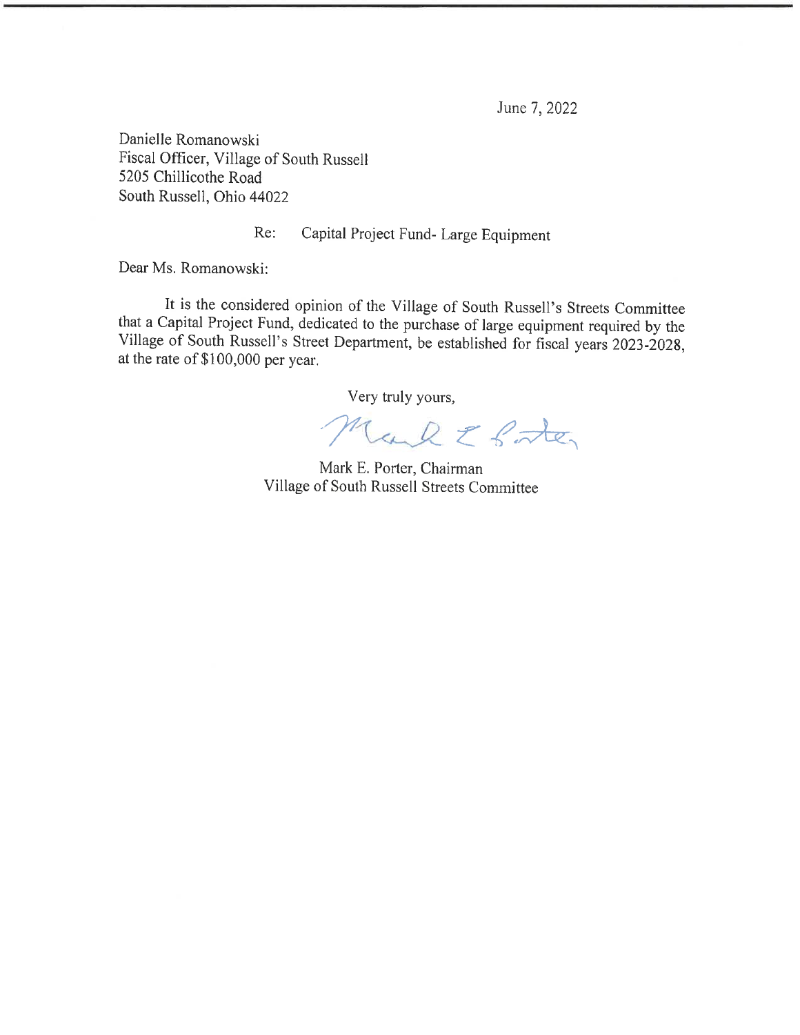June 7, 2022

Danielle Romanowski
Fiscal Officer, Village of South Russell
5205 Chillicothe Road
South Russell, Ohio 44022

Re: Capital Project Fund- Large Equipment

Dear Ms. Romanowski:

It is the considered opinion of the Village of South Russell's Streets Committee that a Capital Project Fund, dedicated to the purchase of large equipment required by the Village of South Russell's Street Department, be established for fiscal years 2023-2028, at the rate of $100,000 per year.

Very truly yours,

Mark E. Porter

Mark E. Porter, Chairman
Village of South Russell Streets Committee